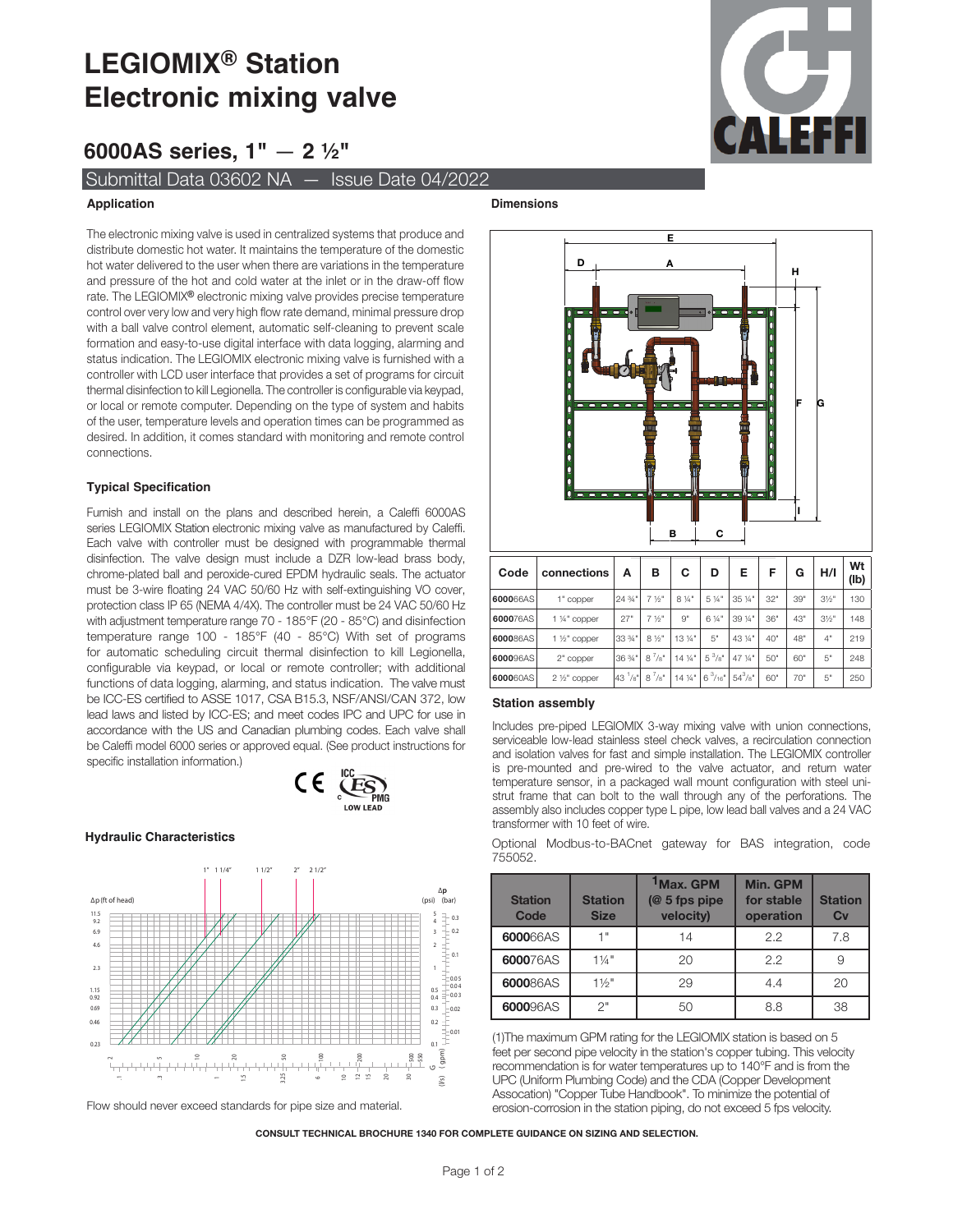# LEGIOMIX® Station Electronic mixing valve

## 6000AS series, 1" — 2 ½"

Submittal Data 03602 NA — Issue Date 04/2022

### Application

The electronic mixing valve is used in centralized systems that produce and distribute domestic hot water. It maintains the temperature of the domestic hot water delivered to the user when there are variations in the temperature and pressure of the hot and cold water at the inlet or in the draw-off flow rate. The LEGIOMIX® electronic mixing valve provides precise temperature control over very low and very high flow rate demand, minimal pressure drop with a ball valve control element, automatic self-cleaning to prevent scale formation and easy-to-use digital interface with data logging, alarming and status indication. The LEGIOMIX electronic mixing valve is furnished with a controller with LCD user interface that provides a set of programs for circuit thermal disinfection to kill Legionella. The controller is configurable via keypad, or local or remote computer. Depending on the type of system and habits of the user, temperature levels and operation times can be programmed as desired. In addition, it comes standard with monitoring and remote control connections.

### Typical Specification

Furnish and install on the plans and described herein, a Caleffi 6000AS series LEGIOMIX Station electronic mixing valve as manufactured by Caleffi. Each valve with controller must be designed with programmable thermal disinfection. The valve design must include a DZR low-lead brass body, chrome-plated ball and peroxide-cured EPDM hydraulic seals. The actuator must be 3-wire floating 24 VAC 50/60 Hz with self-extinguishing VO cover, protection class IP 65 (NEMA 4/4X). The controller must be 24 VAC 50/60 Hz with adjustment temperature range 70 - 185°F (20 - 85°C) and disinfection temperature range 100 - 185°F (40 - 85°C) With set of programs for automatic scheduling circuit thermal disinfection to kill Legionella, configurable via keypad, or local or remote controller; with additional functions of data logging, alarming, and status indication. The valve must be ICC-ES certified to ASSE 1017, CSA B15.3, NSF/ANSI/CAN 372, low lead laws and listed by ICC-ES; and meet codes IPC and UPC for use in accordance with the US and Canadian plumbing codes. Each valve shall be Caleffi model 6000 series or approved equal. (See product instructions for specific installation information.)

### Hydraulic Characteristics

Flow should never exceed standards for pipe size and material.

### Dimensions

| Code | connections | A | B | C | D | E | F | G | H/I | Wt (lb) |
|---|---|---|---|---|---|---|---|---|---|---|
| **6000**66AS | 1" copper | 24 ¾" | 7 ½" | 8 ¼" | 5 ¼" | 35 ¼" | 32" | 39" | 3½" | 130 |
| **6000**76AS | 1 ¼" copper | 27" | 7 ½" | 9" | 6 ¼" | 39 ¼" | 36" | 43" | 3½" | 148 |
| **6000**86AS | 1 ½" copper | 33 ¾" | 8 ½" | 13 ¼" | 5" | 43 ¼" | 40" | 48" | 4" | 219 |
| **6000**96AS | 2" copper | 36 ¾" | 8 7/8" | 14 ¼" | 5 3/8" | 47 ¼" | 50" | 60" | 5" | 248 |
| **6000**60AS | 2 ½" copper | 43 1/8" | 8 7/8" | 14 ¼" | 6 3/16" | 54 3/8" | 60" | 70" | 5" | 250 |

### Station assembly

Includes pre-piped LEGIOMIX 3-way mixing valve with union connections, serviceable low-lead stainless steel check valves, a recirculation connection and isolation valves for fast and simple installation. The LEGIOMIX controller is pre-mounted and pre-wired to the valve actuator, and return water temperature sensor, in a packaged wall mount configuration with steel unistrut frame that can bolt to the wall through any of the perforations. The assembly also includes copper type L pipe, low lead ball valves and a 24 VAC transformer with 10 feet of wire.

Optional Modbus-to-BACnet gateway for BAS integration, code 755052.

| Station Code | Station Size | [1]Max. GPM (@ 5 fps pipe velocity) | Min. GPM for stable operation | Station Cv |
|---|---|---|---|---|
| **6000**66AS | 1" | 14 | 2.2 | 7.8 |
| **6000**76AS | 1¼" | 20 | 2.2 | 9 |
| **6000**86AS | 1½" | 29 | 4.4 | 20 |
| **6000**96AS | 2" | 50 | 8.8 | 38 |

(1)The maximum GPM rating for the LEGIOMIX station is based on 5 feet per second pipe velocity in the station's copper tubing. This velocity recommendation is for water temperatures up to 140°F and is from the UPC (Uniform Plumbing Code) and the CDA (Copper Development Assocation) "Copper Tube Handbook". To minimize the potential of erosion-corrosion in the station piping, do not exceed 5 fps velocity.

**CONSULT TECHNICAL BROCHURE 1340 FOR COMPLETE GUIDANCE ON SIZING AND SELECTION.**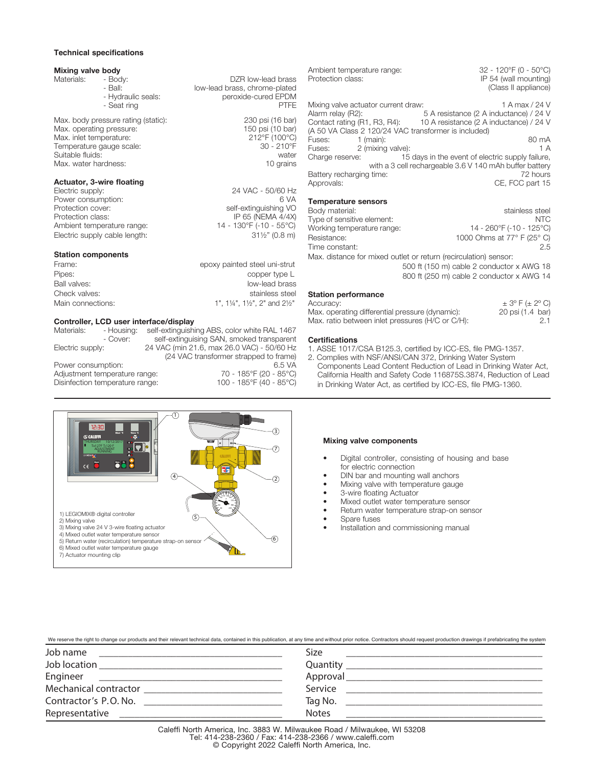## Technical specifications

### Mixing valve body

| | |
|---|---|
| Materials: - Body: | DZR low-lead brass |
| - Ball: | low-lead brass, chrome-plated |
| - Hydraulic seals: | peroxide-cured EPDM |
| - Seat ring | PTFE |
| Max. body pressure rating (static): | 230 psi (16 bar) |
| Max. operating pressure: | 150 psi (10 bar) |
| Max. inlet temperature: | 212°F (100°C) |
| Temperature gauge scale: | 30 - 210°F |
| Suitable fluids: | water |
| Max. water hardness: | 10 grains |

### Actuator, 3-wire floating

| | |
|---|---|
| Electric supply: | 24 VAC - 50/60 Hz |
| Power consumption: | 6 VA |
| Protection cover: | self-extinguishing VO |
| Protection class: | IP 65 (NEMA 4/4X) |
| Ambient temperature range: | 14 - 130°F (-10 - 55°C) |
| Electric supply cable length: | 31½" (0.8 m) |

### Station components

| | |
|---|---|
| Frame: | epoxy painted steel uni-strut |
| Pipes: | copper type L |
| Ball valves: | low-lead brass |
| Check valves: | stainless steel |
| Main connections: | 1", 1¼", 1½", 2" and 2½" |

### Controller, LCD user interface/display

| | |
|---|---|
| Materials: - Housing: | self-extinguishing ABS, color white RAL 1467 |
| - Cover: | self-extinguising SAN, smoked transparent |
| Electric supply: | 24 VAC (min 21.6, max 26.0 VAC) - 50/60 Hz (24 VAC transformer strapped to frame) |
| Power consumption: | 6.5 VA |
| Adjustment temperature range: | 70 - 185°F (20 - 85°C) |
| Disinfection temperature range: | 100 - 185°F (40 - 85°C) |

| | |
|---|---|
| Ambient temperature range: | 32 - 120°F (0 - 50°C) |
| Protection class: | IP 54 (wall mounting) (Class II appliance) |
| Mixing valve actuator current draw: | 1 A max / 24 V |
| Alarm relay (R2): | 5 A resistance (2 A inductance) / 24 V |
| Contact rating (R1, R3, R4): | 10 A resistance (2 A inductance) / 24 V |

(A 50 VA Class 2 120/24 VAC transformer is included)

| | |
|---|---|
| Fuses: 1 (main): | 80 mA |
| Fuses: 2 (mixing valve): | 1 A |
| Charge reserve: | 15 days in the event of electric supply failure, with a 3 cell rechargeable 3.6 V 140 mAh buffer battery |
| Battery recharging time: | 72 hours |
| Approvals: | CE, FCC part 15 |

### Temperature sensors

| | |
|---|---|
| Body material: | stainless steel |
| Type of sensitive element: | NTC |
| Working temperature range: | 14 - 260°F (-10 - 125°C) |
| Resistance: | 1000 Ohms at 77° F (25° C) |
| Time constant: | 2.5 |

Max. distance for mixed outlet or return (recirculation) sensor:
500 ft (150 m) cable 2 conductor x AWG 18
800 ft (250 m) cable 2 conductor x AWG 14

### Station performance

| | |
|---|---|
| Accuracy: | ± 3° F (± 2° C) |
| Max. operating differential pressure (dynamic): | 20 psi (1.4 bar) |
| Max. ratio between inlet pressures (H/C or C/H): | 2.1 |

### Certifications

1. ASSE 1017/CSA B125.3, certified by ICC-ES, file PMG-1357.
2. Complies with NSF/ANSI/CAN 372, Drinking Water System Components Lead Content Reduction of Lead in Drinking Water Act, California Health and Safety Code 116875S.3874, Reduction of Lead in Drinking Water Act, as certified by ICC-ES, file PMG-1360.

1) LEGIOMIX® digital controller
2) Mixing valve
3) Mixing valve 24 V 3-wire floating actuator
4) Mixed outlet water temperature sensor
5) Return water (recirculation) temperature strap-on sensor
6) Mixed outlet water temperature gauge
7) Actuator mounting clip

### Mixing valve components

- Digital controller, consisting of housing and base for electric connection
- DIN bar and mounting wall anchors
- Mixing valve with temperature gauge
- 3-wire floating Actuator
- Mixed outlet water temperature sensor
- Return water temperature strap-on sensor
- Spare fuses
- Installation and commissioning manual

We reserve the right to change our products and their relevant technical data, contained in this publication, at any time and without prior notice. Contractors should request production drawings if prefabricating the system

| | |
|---|---|
| Job name ______ | Size ______ |
| Job location ______ | Quantity ______ |
| Engineer ______ | Approval ______ |
| Mechanical contractor ______ | Service ______ |
| Contractor's P.O. No. ______ | Tag No. ______ |
| Representative ______ | Notes ______ |

Caleffi North America, Inc. 3883 W. Milwaukee Road / Milwaukee, WI 53208
Tel: 414-238-2360 / Fax: 414-238-2366 / www.caleffi.com
© Copyright 2022 Caleffi North America, Inc.